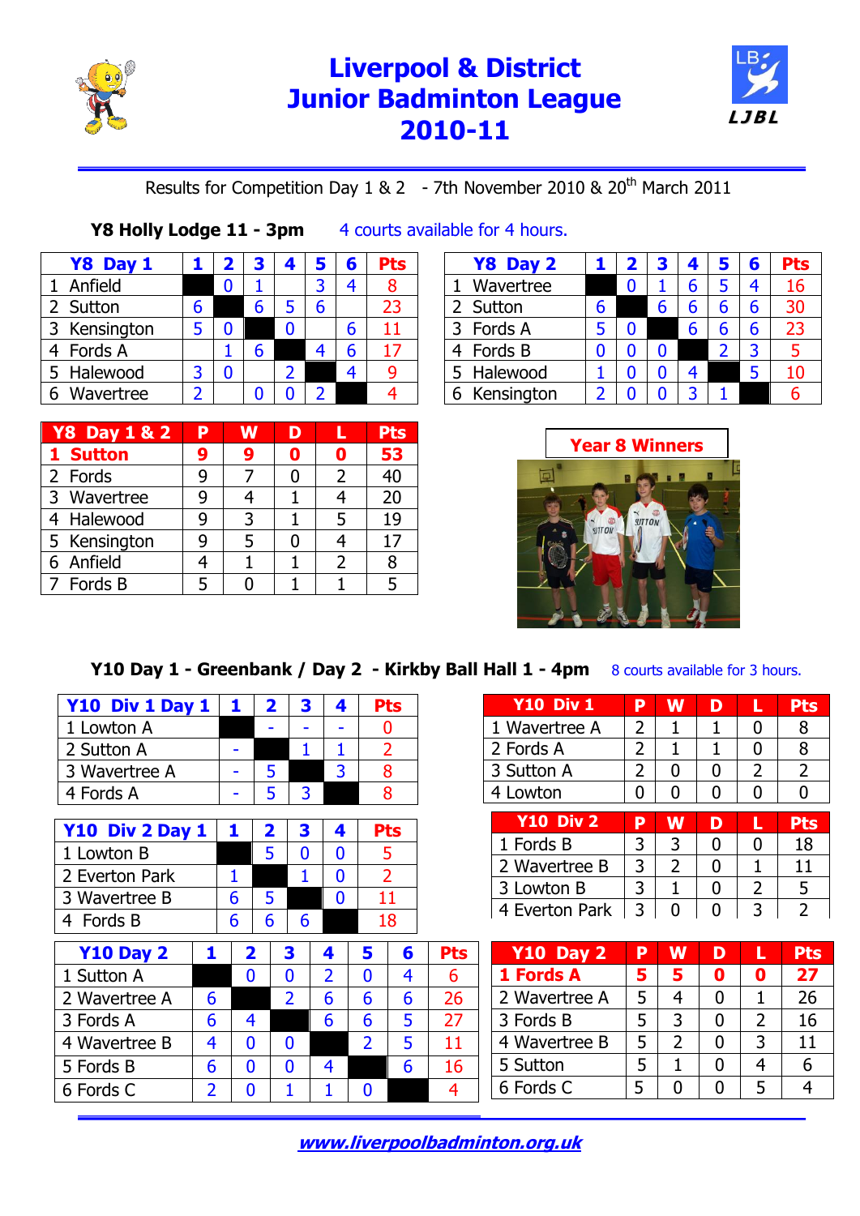# Liverpool & District Junior Badminton League 2010-11

LJBL

Results for Competition Day 1 & 2 - 7th November 2010 & 20th March 2011

**Y8 Holly Lodge 11 - 3pm** 4 courts available for 4 hours.

| Y8 Day 1 | 1 | 2 | 3 | 4 | 5 | 6 | Pts |
|---|---|---|---|---|---|---|---|
| 1 Anfield | | 0 | 1 | | 3 | 4 | 8 |
| 2 Sutton | 6 | | 6 | 5 | 6 | | 23 |
| 3 Kensington | 5 | 0 | | 0 | | 6 | 11 |
| 4 Fords A | | 1 | 6 | | 4 | 6 | 17 |
| 5 Halewood | 3 | 0 | | 2 | | 4 | 9 |
| 6 Wavertree | 2 | | 0 | 0 | 2 | | 4 |

| Y8 Day 2 | 1 | 2 | 3 | 4 | 5 | 6 | Pts |
|---|---|---|---|---|---|---|---|
| 1 Wavertree | | 0 | 1 | 6 | 5 | 4 | 16 |
| 2 Sutton | 6 | | 6 | 6 | 6 | 6 | 30 |
| 3 Fords A | 5 | 0 | | 6 | 6 | 6 | 23 |
| 4 Fords B | 0 | 0 | 0 | | 2 | 3 | 5 |
| 5 Halewood | 1 | 0 | 0 | 4 | | 5 | 10 |
| 6 Kensington | 2 | 0 | 0 | 3 | 1 | | 6 |

| Y8 Day 1 & 2 | P | W | D | L | Pts |
|---|---|---|---|---|---|
| **1 Sutton** | **9** | **9** | **0** | **0** | **53** |
| 2 Fords | 9 | 7 | 0 | 2 | 40 |
| 3 Wavertree | 9 | 4 | 1 | 4 | 20 |
| 4 Halewood | 9 | 3 | 1 | 5 | 19 |
| 5 Kensington | 9 | 5 | 0 | 4 | 17 |
| 6 Anfield | 4 | 1 | 1 | 2 | 8 |
| 7 Fords B | 5 | 0 | 1 | 1 | 5 |

**Year 8 Winners**

**Y10 Day 1 - Greenbank / Day 2 - Kirkby Ball Hall 1 - 4pm** 8 courts available for 3 hours.

| Y10 Div 1 Day 1 | 1 | 2 | 3 | 4 | Pts |
|---|---|---|---|---|---|
| 1 Lowton A | | - | - | - | 0 |
| 2 Sutton A | - | | 1 | 1 | 2 |
| 3 Wavertree A | - | 5 | | 3 | 8 |
| 4 Fords A | - | 5 | 3 | | 8 |

| Y10 Div 1 | P | W | D | L | Pts |
|---|---|---|---|---|---|
| 1 Wavertree A | 2 | 1 | 1 | 0 | 8 |
| 2 Fords A | 2 | 1 | 1 | 0 | 8 |
| 3 Sutton A | 2 | 0 | 0 | 2 | 2 |
| 4 Lowton | 0 | 0 | 0 | 0 | 0 |

| Y10 Div 2 Day 1 | 1 | 2 | 3 | 4 | Pts |
|---|---|---|---|---|---|
| 1 Lowton B | | 5 | 0 | 0 | 5 |
| 2 Everton Park | 1 | | 1 | 0 | 2 |
| 3 Wavertree B | 6 | 5 | | 0 | 11 |
| 4 Fords B | 6 | 6 | 6 | | 18 |

| Y10 Div 2 | P | W | D | L | Pts |
|---|---|---|---|---|---|
| 1 Fords B | 3 | 3 | 0 | 0 | 18 |
| 2 Wavertree B | 3 | 2 | 0 | 1 | 11 |
| 3 Lowton B | 3 | 1 | 0 | 2 | 5 |
| 4 Everton Park | 3 | 0 | 0 | 3 | 2 |

| Y10 Day 2 | 1 | 2 | 3 | 4 | 5 | 6 | Pts |
|---|---|---|---|---|---|---|---|
| 1 Sutton A | | 0 | 0 | 2 | 0 | 4 | 6 |
| 2 Wavertree A | 6 | | 2 | 6 | 6 | 6 | 26 |
| 3 Fords A | 6 | 4 | | 6 | 6 | 5 | 27 |
| 4 Wavertree B | 4 | 0 | 0 | | 2 | 5 | 11 |
| 5 Fords B | 6 | 0 | 0 | 4 | | 6 | 16 |
| 6 Fords C | 2 | 0 | 1 | 1 | 0 | | 4 |

| Y10 Day 2 | P | W | D | L | Pts |
|---|---|---|---|---|---|
| **1 Fords A** | **5** | **5** | **0** | **0** | **27** |
| 2 Wavertree A | 5 | 4 | 0 | 1 | 26 |
| 3 Fords B | 5 | 3 | 0 | 2 | 16 |
| 4 Wavertree B | 5 | 2 | 0 | 3 | 11 |
| 5 Sutton | 5 | 1 | 0 | 4 | 6 |
| 6 Fords C | 5 | 0 | 0 | 5 | 4 |

www.liverpoolbadminton.org.uk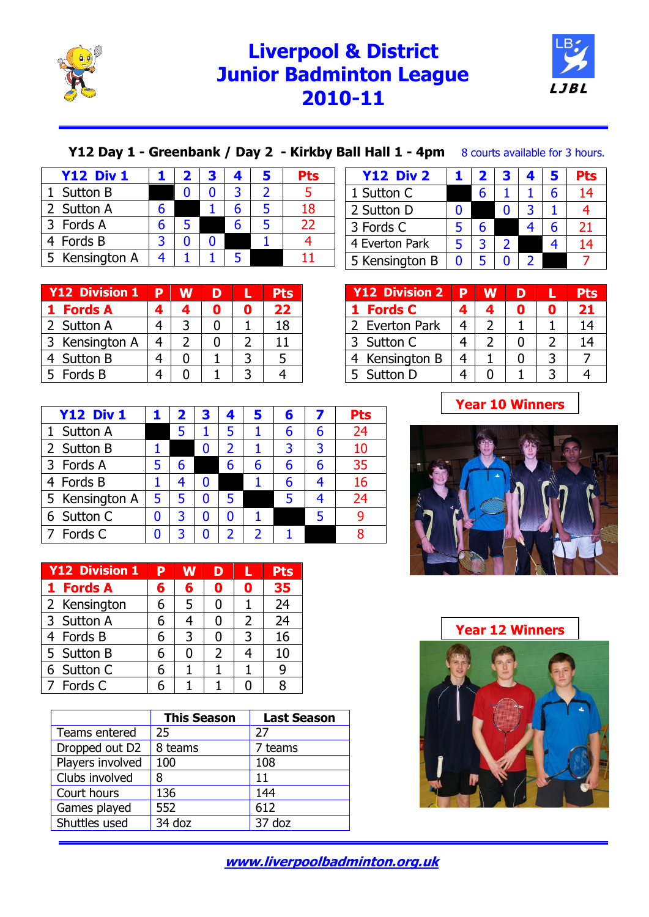# Liverpool & District Junior Badminton League 2010-11

**Y12 Day 1 - Greenbank / Day 2 - Kirkby Ball Hall 1 - 4pm** 8 courts available for 3 hours.

| Y12 Div 1 | 1 | 2 | 3 | 4 | 5 | Pts |
|---|---|---|---|---|---|---|
| 1 Sutton B | | 0 | 0 | 3 | 2 | 5 |
| 2 Sutton A | 6 | | 1 | 6 | 5 | 18 |
| 3 Fords A | 6 | 5 | | 6 | 5 | 22 |
| 4 Fords B | 3 | 0 | 0 | | 1 | 4 |
| 5 Kensington A | 4 | 1 | 1 | 5 | | 11 |

| Y12 Div 2 | 1 | 2 | 3 | 4 | 5 | Pts |
|---|---|---|---|---|---|---|
| 1 Sutton C | | 6 | 1 | 1 | 6 | 14 |
| 2 Sutton D | 0 | | 0 | 3 | 1 | 4 |
| 3 Fords C | 5 | 6 | | 4 | 6 | 21 |
| 4 Everton Park | 5 | 3 | 2 | | 4 | 14 |
| 5 Kensington B | 0 | 5 | 0 | 2 | | 7 |

| Y12 Division 1 | P | W | D | L | Pts |
|---|---|---|---|---|---|
| **1 Fords A** | **4** | **4** | **0** | **0** | **22** |
| 2 Sutton A | 4 | 3 | 0 | 1 | 18 |
| 3 Kensington A | 4 | 2 | 0 | 2 | 11 |
| 4 Sutton B | 4 | 0 | 1 | 3 | 5 |
| 5 Fords B | 4 | 0 | 1 | 3 | 4 |

| Y12 Division 2 | P | W | D | L | Pts |
|---|---|---|---|---|---|
| **1 Fords C** | **4** | **4** | **0** | **0** | **21** |
| 2 Everton Park | 4 | 2 | 1 | 1 | 14 |
| 3 Sutton C | 4 | 2 | 0 | 2 | 14 |
| 4 Kensington B | 4 | 1 | 0 | 3 | 7 |
| 5 Sutton D | 4 | 0 | 1 | 3 | 4 |

| Y12 Div 1 | 1 | 2 | 3 | 4 | 5 | 6 | 7 | Pts |
|---|---|---|---|---|---|---|---|---|
| 1 Sutton A | | 5 | 1 | 5 | 1 | 6 | 6 | 24 |
| 2 Sutton B | 1 | | 0 | 2 | 1 | 3 | 3 | 10 |
| 3 Fords A | 5 | 6 | | 6 | 6 | 6 | 6 | 35 |
| 4 Fords B | 1 | 4 | 0 | | 1 | 6 | 4 | 16 |
| 5 Kensington A | 5 | 5 | 0 | 5 | | 5 | 4 | 24 |
| 6 Sutton C | 0 | 3 | 0 | 0 | 1 | | 5 | 9 |
| 7 Fords C | 0 | 3 | 0 | 2 | 2 | 1 | | 8 |

| Y12 Division 1 | P | W | D | L | Pts |
|---|---|---|---|---|---|
| **1 Fords A** | **6** | **6** | **0** | **0** | **35** |
| 2 Kensington | 6 | 5 | 0 | 1 | 24 |
| 3 Sutton A | 6 | 4 | 0 | 2 | 24 |
| 4 Fords B | 6 | 3 | 0 | 3 | 16 |
| 5 Sutton B | 6 | 0 | 2 | 4 | 10 |
| 6 Sutton C | 6 | 1 | 1 | 1 | 9 |
| 7 Fords C | 6 | 1 | 1 | 0 | 8 |

**Year 10 Winners**

**Year 12 Winners**

| | This Season | Last Season |
|---|---|---|
| Teams entered | 25 | 27 |
| Dropped out D2 | 8 teams | 7 teams |
| Players involved | 100 | 108 |
| Clubs involved | 8 | 11 |
| Court hours | 136 | 144 |
| Games played | 552 | 612 |
| Shuttles used | 34 doz | 37 doz |

www.liverpoolbadminton.org.uk